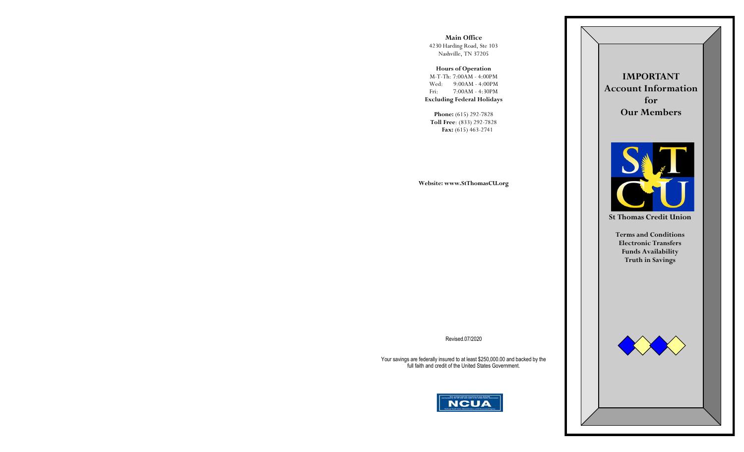**Main Office**
4230 Harding Road, Ste 103
Nashville, TN 37205

**Hours of Operation**
M-T-Th: 7:00AM - 4:00PM
Wed: 9:00AM - 4:00PM
Fri: 7:00AM - 4:30PM
**Excluding Federal Holidays**

**Phone:** (615) 292-7828
**Toll Free**: (833) 292-7828
**Fax:** (615) 463-2741

**Website: www.StThomasCU.org**

Revised.07/2020

Your savings are federally insured to at least $250,000.00 and backed by the full faith and credit of the United States Government.

NCUA

# IMPORTANT Account Information for Our Members

**St Thomas Credit Union**

**Terms and Conditions**
**Electronic Transfers**
**Funds Availability**
**Truth in Savings**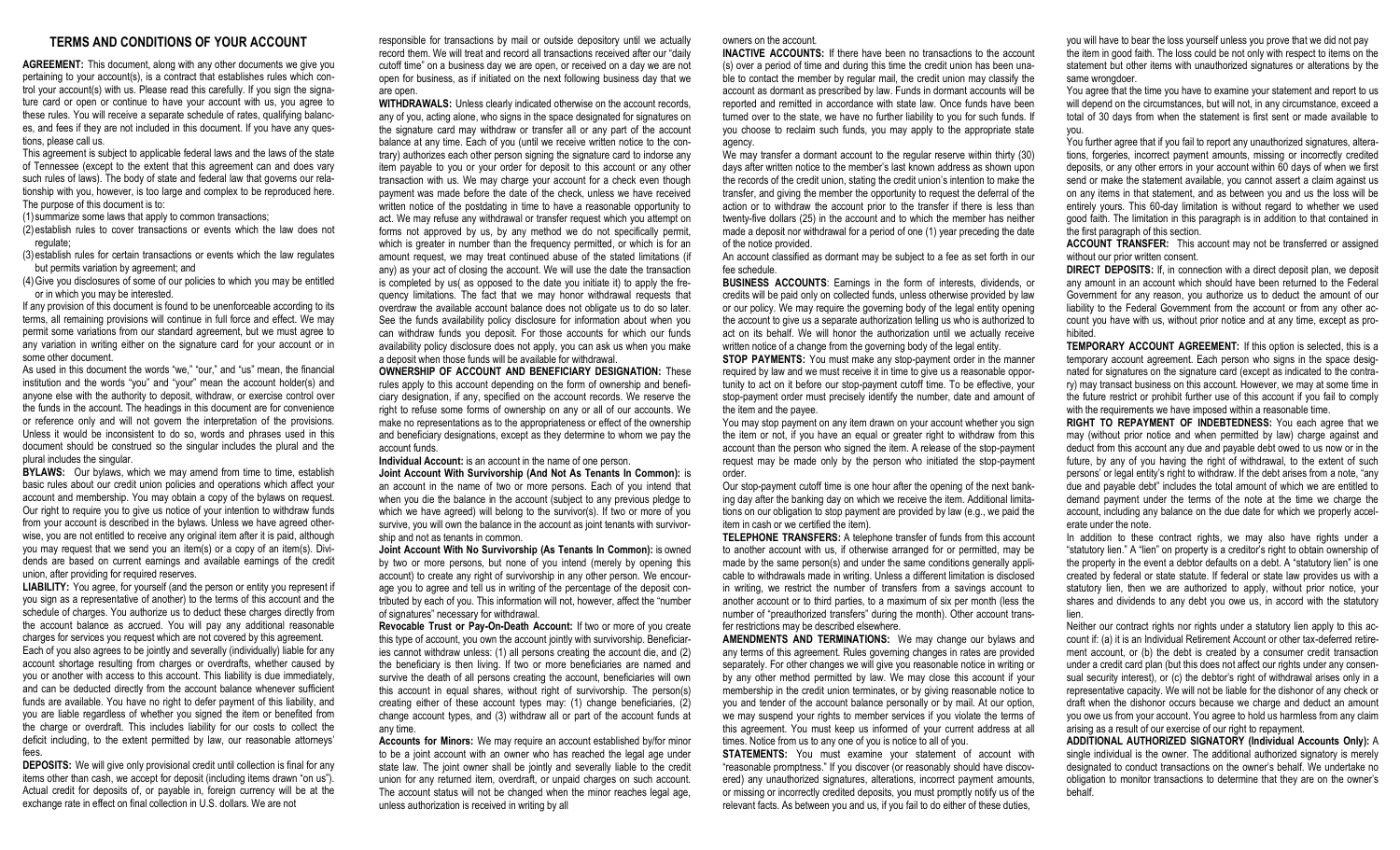## TERMS AND CONDITIONS OF YOUR ACCOUNT

**AGREEMENT:** This document, along with any other documents we give you pertaining to your account(s), is a contract that establishes rules which control your account(s) with us. Please read this carefully. If you sign the signature card or open or continue to have your account with us, you agree to these rules. You will receive a separate schedule of rates, qualifying balances, and fees if they are not included in this document. If you have any questions, please call us.

This agreement is subject to applicable federal laws and the laws of the state of Tennessee (except to the extent that this agreement can and does vary such rules of laws). The body of state and federal law that governs our relationship with you, however, is too large and complex to be reproduced here. The purpose of this document is to:

(1) summarize some laws that apply to common transactions;
(2) establish rules to cover transactions or events which the law does not regulate;
(3) establish rules for certain transactions or events which the law regulates but permits variation by agreement; and
(4) Give you disclosures of some of our policies to which you may be entitled or in which you may be interested.

If any provision of this document is found to be unenforceable according to its terms, all remaining provisions will continue in full force and effect. We may permit some variations from our standard agreement, but we must agree to any variation in writing either on the signature card for your account or in some other document.

As used in this document the words "we," "our," and "us" mean, the financial institution and the words "you" and "your" mean the account holder(s) and anyone else with the authority to deposit, withdraw, or exercise control over the funds in the account. The headings in this document are for convenience or reference only and will not govern the interpretation of the provisions. Unless it would be inconsistent to do so, words and phrases used in this document should be construed so the singular includes the plural and the plural includes the singular.

**BYLAWS:** Our bylaws, which we may amend from time to time, establish basic rules about our credit union policies and operations which affect your account and membership. You may obtain a copy of the bylaws on request. Our right to require you to give us notice of your intention to withdraw funds from your account is described in the bylaws. Unless we have agreed otherwise, you are not entitled to receive any original item after it is paid, although you may request that we send you an item(s) or a copy of an item(s). Dividends are based on current earnings and available earnings of the credit union, after providing for required reserves.

**LIABILITY:** You agree, for yourself (and the person or entity you represent if you sign as a representative of another) to the terms of this account and the schedule of charges. You authorize us to deduct these charges directly from the account balance as accrued. You will pay any additional reasonable charges for services you request which are not covered by this agreement.

Each of you also agrees to be jointly and severally (individually) liable for any account shortage resulting from charges or overdrafts, whether caused by you or another with access to this account. This liability is due immediately, and can be deducted directly from the account balance whenever sufficient funds are available. You have no right to defer payment of this liability, and you are liable regardless of whether you signed the item or benefited from the charge or overdraft. This includes liability for our costs to collect the deficit including, to the extent permitted by law, our reasonable attorneys' fees.

**DEPOSITS:** We will give only provisional credit until collection is final for any items other than cash, we accept for deposit (including items drawn "on us"). Actual credit for deposits of, or payable in, foreign currency will be at the exchange rate in effect on final collection in U.S. dollars. We are not responsible for transactions by mail or outside depository until we actually record them. We will treat and record all transactions received after our "daily cutoff time" on a business day we are open, or received on a day we are not open for business, as if initiated on the next following business day that we are open.

**WITHDRAWALS:** Unless clearly indicated otherwise on the account records, any of you, acting alone, who signs in the space designated for signatures on the signature card may withdraw or transfer all or any part of the account balance at any time. Each of you (until we receive written notice to the contrary) authorizes each other person signing the signature card to indorse any item payable to you or your order for deposit to this account or any other transaction with us. We may charge your account for a check even though payment was made before the date of the check, unless we have received written notice of the postdating in time to have a reasonable opportunity to act. We may refuse any withdrawal or transfer request which you attempt on forms not approved by us, by any method we do not specifically permit, which is greater in number than the frequency permitted, or which is for an amount request, we may treat continued abuse of the stated limitations (if any) as your act of closing the account. We will use the date the transaction is completed by us( as opposed to the date you initiate it) to apply the frequency limitations. The fact that we may honor withdrawal requests that overdraw the available account balance does not obligate us to do so later. See the funds availability policy disclosure for information about when you can withdraw funds you deposit. For those accounts for which our funds availability policy disclosure does not apply, you can ask us when you make a deposit when those funds will be available for withdrawal.

**OWNERSHIP OF ACCOUNT AND BENEFICIARY DESIGNATION:** These rules apply to this account depending on the form of ownership and beneficiary designation, if any, specified on the account records. We reserve the right to refuse some forms of ownership on any or all of our accounts. We make no representations as to the appropriateness or effect of the ownership and beneficiary designations, except as they determine to whom we pay the account funds.

**Individual Account:** is an account in the name of one person.

**Joint Account With Survivorship (And Not As Tenants In Common):** is an account in the name of two or more persons. Each of you intend that when you die the balance in the account (subject to any previous pledge to which we have agreed) will belong to the survivor(s). If two or more of you survive, you will own the balance in the account as joint tenants with survivorship and not as tenants in common.

**Joint Account With No Survivorship (As Tenants In Common):** is owned by two or more persons, but none of you intend (merely by opening this account) to create any right of survivorship in any other person. We encourage you to agree and tell us in writing of the percentage of the deposit contributed by each of you. This information will not, however, affect the "number of signatures" necessary for withdrawal.

**Revocable Trust or Pay-On-Death Account:** If two or more of you create this type of account, you own the account jointly with survivorship. Beneficiaries cannot withdraw unless: (1) all persons creating the account die, and (2) the beneficiary is then living. If two or more beneficiaries are named and survive the death of all persons creating the account, beneficiaries will own this account in equal shares, without right of survivorship. The person(s) creating either of these account types may: (1) change beneficiaries, (2) change account types, and (3) withdraw all or part of the account funds at any time.

**Accounts for Minors:** We may require an account established by/for minor to be a joint account with an owner who has reached the legal age under state law. The joint owner shall be jointly and severally liable to the credit union for any returned item, overdraft, or unpaid charges on such account. The account status will not be changed when the minor reaches legal age, unless authorization is received in writing by all owners on the account.

**INACTIVE ACCOUNTS:** If there have been no transactions to the account (s) over a period of time and during this time the credit union has been unable to contact the member by regular mail, the credit union may classify the account as dormant as prescribed by law. Funds in dormant accounts will be reported and remitted in accordance with state law. Once funds have been turned over to the state, we have no further liability to you for such funds. If you choose to reclaim such funds, you may apply to the appropriate state agency.

We may transfer a dormant account to the regular reserve within thirty (30) days after written notice to the member's last known address as shown upon the records of the credit union, stating the credit union's intention to make the transfer, and giving the member the opportunity to request the deferral of the action or to withdraw the account prior to the transfer if there is less than twenty-five dollars (25) in the account and to which the member has neither made a deposit nor withdrawal for a period of one (1) year preceding the date of the notice provided.

An account classified as dormant may be subject to a fee as set forth in our fee schedule.

**BUSINESS ACCOUNTS**: Earnings in the form of interests, dividends, or credits will be paid only on collected funds, unless otherwise provided by law or our policy. We may require the governing body of the legal entity opening the account to give us a separate authorization telling us who is authorized to act on its behalf. We will honor the authorization until we actually receive written notice of a change from the governing body of the legal entity.

**STOP PAYMENTS:** You must make any stop-payment order in the manner required by law and we must receive it in time to give us a reasonable opportunity to act on it before our stop-payment cutoff time. To be effective, your stop-payment order must precisely identify the number, date and amount of the item and the payee.

You may stop payment on any item drawn on your account whether you sign the item or not, if you have an equal or greater right to withdraw from this account than the person who signed the item. A release of the stop-payment request may be made only by the person who initiated the stop-payment order.

Our stop-payment cutoff time is one hour after the opening of the next banking day after the banking day on which we receive the item. Additional limitations on our obligation to stop payment are provided by law (e.g., we paid the item in cash or we certified the item).

**TELEPHONE TRANSFERS:** A telephone transfer of funds from this account to another account with us, if otherwise arranged for or permitted, may be made by the same person(s) and under the same conditions generally applicable to withdrawals made in writing. Unless a different limitation is disclosed in writing, we restrict the number of transfers from a savings account to another account or to third parties, to a maximum of six per month (less the number of "preauthorized transfers" during the month). Other account transfer restrictions may be described elsewhere.

**AMENDMENTS AND TERMINATIONS:** We may change our bylaws and any terms of this agreement. Rules governing changes in rates are provided separately. For other changes we will give you reasonable notice in writing or by any other method permitted by law. We may close this account if your membership in the credit union terminates, or by giving reasonable notice to you and tender of the account balance personally or by mail. At our option, we may suspend your rights to member services if you violate the terms of this agreement. You must keep us informed of your current address at all times. Notice from us to any one of you is notice to all of you.

**STATEMENTS:** You must examine your statement of account with "reasonable promptness." If you discover (or reasonably should have discovered) any unauthorized signatures, alterations, incorrect payment amounts, or missing or incorrectly credited deposits, you must promptly notify us of the relevant facts. As between you and us, if you fail to do either of these duties, you will have to bear the loss yourself unless you prove that we did not pay the item in good faith. The loss could be not only with respect to items on the statement but other items with unauthorized signatures or alterations by the same wrongdoer.

You agree that the time you have to examine your statement and report to us will depend on the circumstances, but will not, in any circumstance, exceed a total of 30 days from when the statement is first sent or made available to you.

You further agree that if you fail to report any unauthorized signatures, alterations, forgeries, incorrect payment amounts, missing or incorrectly credited deposits, or any other errors in your account within 60 days of when we first send or make the statement available, you cannot assert a claim against us on any items in that statement, and as between you and us the loss will be entirely yours. This 60-day limitation is without regard to whether we used good faith. The limitation in this paragraph is in addition to that contained in the first paragraph of this section.

**ACCOUNT TRANSFER:** This account may not be transferred or assigned without our prior written consent.

**DIRECT DEPOSITS:** If, in connection with a direct deposit plan, we deposit any amount in an account which should have been returned to the Federal Government for any reason, you authorize us to deduct the amount of our liability to the Federal Government from the account or from any other account you have with us, without prior notice and at any time, except as prohibited.

**TEMPORARY ACCOUNT AGREEMENT:** If this option is selected, this is a temporary account agreement. Each person who signs in the space designated for signatures on the signature card (except as indicated to the contrary) may transact business on this account. However, we may at some time in the future restrict or prohibit further use of this account if you fail to comply with the requirements we have imposed within a reasonable time.

**RIGHT TO REPAYMENT OF INDEBTEDNESS:** You each agree that we may (without prior notice and when permitted by law) charge against and deduct from this account any due and payable debt owed to us now or in the future, by any of you having the right of withdrawal, to the extent of such persons' or legal entity's right to withdraw. If the debt arises from a note, "any due and payable debt" includes the total amount of which we are entitled to demand payment under the terms of the note at the time we charge the account, including any balance on the due date for which we properly accelerate under the note.

In addition to these contract rights, we may also have rights under a "statutory lien." A "lien" on property is a creditor's right to obtain ownership of the property in the event a debtor defaults on a debt. A "statutory lien" is one created by federal or state statute. If federal or state law provides us with a statutory lien, then we are authorized to apply, without prior notice, your shares and dividends to any debt you owe us, in accord with the statutory lien.

Neither our contract rights nor rights under a statutory lien apply to this account if: (a) it is an Individual Retirement Account or other tax-deferred retirement account, or (b) the debt is created by a consumer credit transaction under a credit card plan (but this does not affect our rights under any consensual security interest), or (c) the debtor's right of withdrawal arises only in a representative capacity. We will not be liable for the dishonor of any check or draft when the dishonor occurs because we charge and deduct an amount you owe us from your account. You agree to hold us harmless from any claim arising as a result of our exercise of our right to repayment.

**ADDITIONAL AUTHORIZED SIGNATORY (Individual Accounts Only):** A single individual is the owner. The additional authorized signatory is merely designated to conduct transactions on the owner's behalf. We undertake no obligation to monitor transactions to determine that they are on the owner's behalf.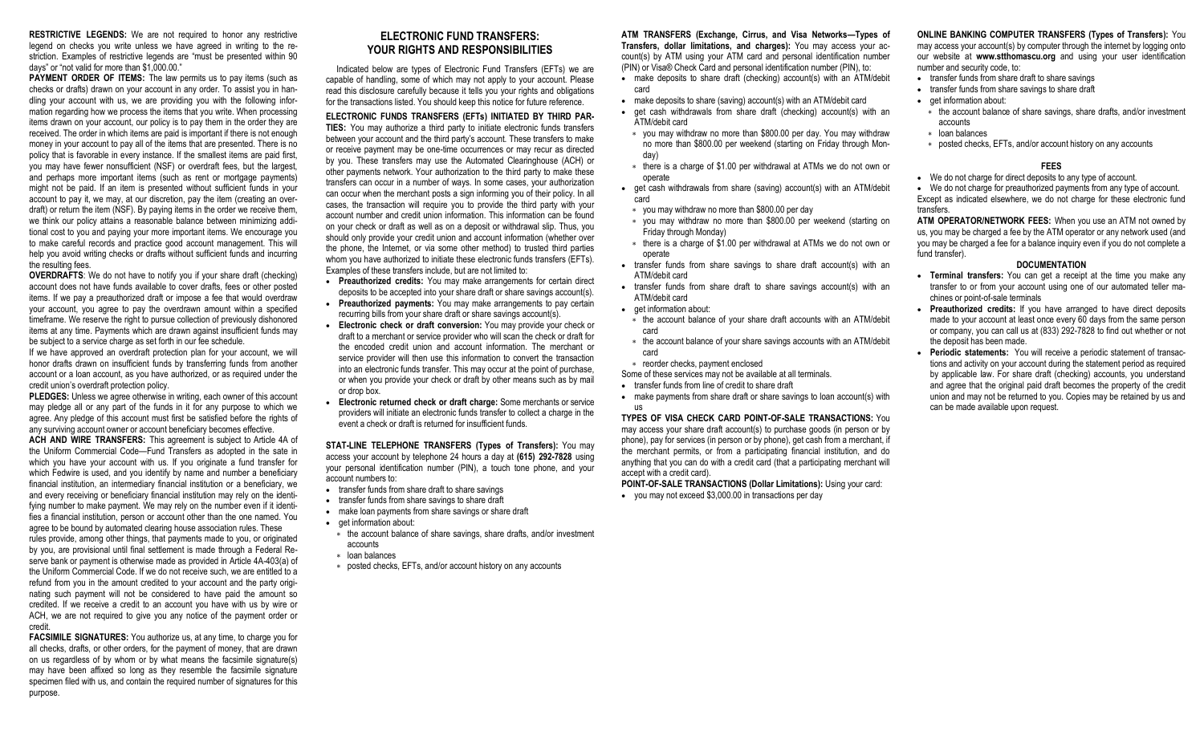**RESTRICTIVE LEGENDS:** We are not required to honor any restrictive legend on checks you write unless we have agreed in writing to the restriction. Examples of restrictive legends are "must be presented within 90 days" or "not valid for more than $1,000.00."

**PAYMENT ORDER OF ITEMS:** The law permits us to pay items (such as checks or drafts) drawn on your account in any order. To assist you in handling your account with us, we are providing you with the following information regarding how we process the items that you write. When processing items drawn on your account, our policy is to pay them in the order they are received. The order in which items are paid is important if there is not enough money in your account to pay all of the items that are presented. There is no policy that is favorable in every instance. If the smallest items are paid first, you may have fewer nonsufficient (NSF) or overdraft fees, but the largest, and perhaps more important items (such as rent or mortgage payments) might not be paid. If an item is presented without sufficient funds in your account to pay it, we may, at our discretion, pay the item (creating an overdraft) or return the item (NSF). By paying items in the order we receive them, we think our policy attains a reasonable balance between minimizing additional cost to you and paying your more important items. We encourage you to make careful records and practice good account management. This will help you avoid writing checks or drafts without sufficient funds and incurring the resulting fees.

**OVERDRAFTS:** We do not have to notify you if your share draft (checking) account does not have funds available to cover drafts, fees or other posted items. If we pay a preauthorized draft or impose a fee that would overdraw your account, you agree to pay the overdrawn amount within a specified timeframe. We reserve the right to pursue collection of previously dishonored items at any time. Payments which are drawn against insufficient funds may be subject to a service charge as set forth in our fee schedule.

If we have approved an overdraft protection plan for your account, we will honor drafts drawn on insufficient funds by transferring funds from another account or a loan account, as you have authorized, or as required under the credit union's overdraft protection policy.

**PLEDGES:** Unless we agree otherwise in writing, each owner of this account may pledge all or any part of the funds in it for any purpose to which we agree. Any pledge of this account must first be satisfied before the rights of any surviving account owner or account beneficiary becomes effective.

**ACH AND WIRE TRANSFERS:** This agreement is subject to Article 4A of the Uniform Commercial Code—Fund Transfers as adopted in the sate in which you have your account with us. If you originate a fund transfer for which Fedwire is used, and you identify by name and number a beneficiary financial institution, an intermediary financial institution or a beneficiary, we and every receiving or beneficiary financial institution may rely on the identifying number to make payment. We may rely on the number even if it identifies a financial institution, person or account other than the one named. You agree to be bound by automated clearing house association rules. These rules provide, among other things, that payments made to you, or originated by you, are provisional until final settlement is made through a Federal Reserve bank or payment is otherwise made as provided in Article 4A-403(a) of the Uniform Commercial Code. If we do not receive such, we are entitled to a refund from you in the amount credited to your account and the party originating such payment will not be considered to have paid the amount so credited. If we receive a credit to an account you have with us by wire or ACH, we are not required to give you any notice of the payment order or credit.

**FACSIMILE SIGNATURES:** You authorize us, at any time, to charge you for all checks, drafts, or other orders, for the payment of money, that are drawn on us regardless of by whom or by what means the facsimile signature(s) may have been affixed so long as they resemble the facsimile signature specimen filed with us, and contain the required number of signatures for this purpose.

## ELECTRONIC FUND TRANSFERS: YOUR RIGHTS AND RESPONSIBILITIES

Indicated below are types of Electronic Fund Transfers (EFTs) we are capable of handling, some of which may not apply to your account. Please read this disclosure carefully because it tells you your rights and obligations for the transactions listed. You should keep this notice for future reference.

**ELECTRONIC FUNDS TRANSFERS (EFTs) INITIATED BY THIRD PARTIES:** You may authorize a third party to initiate electronic funds transfers between your account and the third party's account. These transfers to make or receive payment may be one-time occurrences or may recur as directed by you. These transfers may use the Automated Clearinghouse (ACH) or other payments network. Your authorization to the third party to make these transfers can occur in a number of ways. In some cases, your authorization can occur when the merchant posts a sign informing you of their policy. In all cases, the transaction will require you to provide the third party with your account number and credit union information. This information can be found on your check or draft as well as on a deposit or withdrawal slip. Thus, you should only provide your credit union and account information (whether over the phone, the Internet, or via some other method) to trusted third parties whom you have authorized to initiate these electronic funds transfers (EFTs). Examples of these transfers include, but are not limited to:

- **Preauthorized credits:** You may make arrangements for certain direct deposits to be accepted into your share draft or share savings account(s).
- **Preauthorized payments:** You may make arrangements to pay certain recurring bills from your share draft or share savings account(s).
- **Electronic check or draft conversion:** You may provide your check or draft to a merchant or service provider who will scan the check or draft for the encoded credit union and account information. The merchant or service provider will then use this information to convert the transaction into an electronic funds transfer. This may occur at the point of purchase, or when you provide your check or draft by other means such as by mail or drop box.
- **Electronic returned check or draft charge:** Some merchants or service providers will initiate an electronic funds transfer to collect a charge in the event a check or draft is returned for insufficient funds.

**STAT-LINE TELEPHONE TRANSFERS (Types of Transfers):** You may access your account by telephone 24 hours a day at **(615) 292-7828** using your personal identification number (PIN), a touch tone phone, and your account numbers to:

- transfer funds from share draft to share savings
- transfer funds from share savings to share draft
- make loan payments from share savings or share draft
- get information about:
  - the account balance of share savings, share drafts, and/or investment accounts
  - loan balances
  - posted checks, EFTs, and/or account history on any accounts

**ATM TRANSFERS (Exchange, Cirrus, and Visa Networks—Types of Transfers, dollar limitations, and charges):** You may access your account(s) by ATM using your ATM card and personal identification number (PIN) or Visa® Check Card and personal identification number (PIN), to:

- make deposits to share draft (checking) account(s) with an ATM/debit card
- make deposits to share (saving) account(s) with an ATM/debit card
- get cash withdrawals from share draft (checking) account(s) with an ATM/debit card
  - you may withdraw no more than $800.00 per day. You may withdraw no more than $800.00 per weekend (starting on Friday through Monday)
  - there is a charge of $1.00 per withdrawal at ATMs we do not own or operate
- get cash withdrawals from share (saving) account(s) with an ATM/debit card
  - you may withdraw no more than $800.00 per day
  - you may withdraw no more than $800.00 per weekend (starting on Friday through Monday)
  - there is a charge of $1.00 per withdrawal at ATMs we do not own or operate
- transfer funds from share savings to share draft account(s) with an ATM/debit card
- transfer funds from share draft to share savings account(s) with an ATM/debit card
- get information about:
  - the account balance of your share draft accounts with an ATM/debit card
  - the account balance of your share savings accounts with an ATM/debit card
  - reorder checks, payment enclosed

Some of these services may not be available at all terminals.

- transfer funds from line of credit to share draft
- make payments from share draft or share savings to loan account(s) with us

**TYPES OF VISA CHECK CARD POINT-OF-SALE TRANSACTIONS:** You may access your share draft account(s) to purchase goods (in person or by phone), pay for services (in person or by phone), get cash from a merchant, if the merchant permits, or from a participating financial institution, and do anything that you can do with a credit card (that a participating merchant will accept with a credit card).

**POINT-OF-SALE TRANSACTIONS (Dollar Limitations):** Using your card:

- you may not exceed $3,000.00 in transactions per day

**ONLINE BANKING COMPUTER TRANSFERS (Types of Transfers):** You may access your account(s) by computer through the internet by logging onto our website at **www.stthomascu.org** and using your user identification number and security code, to:

- transfer funds from share draft to share savings
- transfer funds from share savings to share draft
- get information about:
  - the account balance of share savings, share drafts, and/or investment accounts
  - loan balances
  - posted checks, EFTs, and/or account history on any accounts

### FEES

- We do not charge for direct deposits to any type of account.
- We do not charge for preauthorized payments from any type of account.

Except as indicated elsewhere, we do not charge for these electronic fund transfers.

**ATM OPERATOR/NETWORK FEES:** When you use an ATM not owned by us, you may be charged a fee by the ATM operator or any network used (and you may be charged a fee for a balance inquiry even if you do not complete a fund transfer).

### DOCUMENTATION

- **Terminal transfers:** You can get a receipt at the time you make any transfer to or from your account using one of our automated teller machines or point-of-sale terminals
- **Preauthorized credits:** If you have arranged to have direct deposits made to your account at least once every 60 days from the same person or company, you can call us at (833) 292-7828 to find out whether or not the deposit has been made.
- **Periodic statements:** You will receive a periodic statement of transactions and activity on your account during the statement period as required by applicable law. For share draft (checking) accounts, you understand and agree that the original paid draft becomes the property of the credit union and may not be returned to you. Copies may be retained by us and can be made available upon request.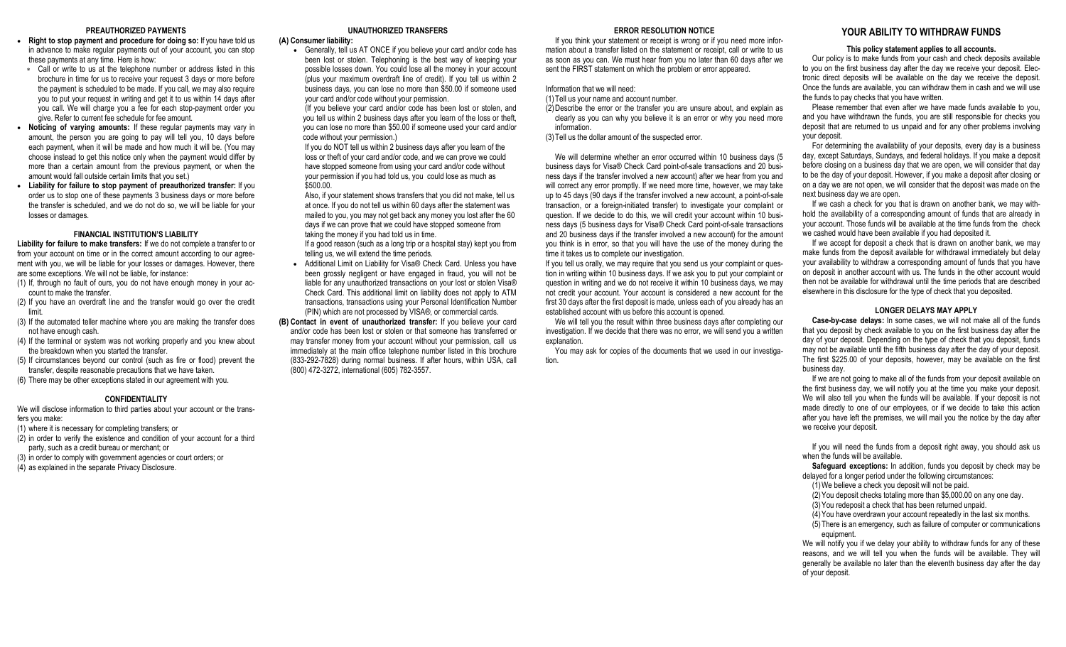#### PREAUTHORIZED PAYMENTS

- **Right to stop payment and procedure for doing so:** If you have told us in advance to make regular payments out of your account, you can stop these payments at any time. Here is how:
  - Call or write to us at the telephone number or address listed in this brochure in time for us to receive your request 3 days or more before the payment is scheduled to be made. If you call, we may also require you to put your request in writing and get it to us within 14 days after you call. We will charge you a fee for each stop-payment order you give. Refer to current fee schedule for fee amount.
- **Noticing of varying amounts:** If these regular payments may vary in amount, the person you are going to pay will tell you, 10 days before each payment, when it will be made and how much it will be. (You may choose instead to get this notice only when the payment would differ by more than a certain amount from the previous payment, or when the amount would fall outside certain limits that you set.)
- **Liability for failure to stop payment of preauthorized transfer:** If you order us to stop one of these payments 3 business days or more before the transfer is scheduled, and we do not do so, we will be liable for your losses or damages.

#### FINANCIAL INSTITUTION'S LIABILITY

**Liability for failure to make transfers:** If we do not complete a transfer to or from your account on time or in the correct amount according to our agreement with you, we will be liable for your losses or damages. However, there are some exceptions. We will not be liable, for instance:

(1) If, through no fault of ours, you do not have enough money in your account to make the transfer.
(2) If you have an overdraft line and the transfer would go over the credit limit.
(3) If the automated teller machine where you are making the transfer does not have enough cash.
(4) If the terminal or system was not working properly and you knew about the breakdown when you started the transfer.
(5) If circumstances beyond our control (such as fire or flood) prevent the transfer, despite reasonable precautions that we have taken.
(6) There may be other exceptions stated in our agreement with you.

#### CONFIDENTIALITY

We will disclose information to third parties about your account or the transfers you make:

(1) where it is necessary for completing transfers; or
(2) in order to verify the existence and condition of your account for a third party, such as a credit bureau or merchant; or
(3) in order to comply with government agencies or court orders; or
(4) as explained in the separate Privacy Disclosure.

#### UNAUTHORIZED TRANSFERS

**(A) Consumer liability:**

- Generally, tell us AT ONCE if you believe your card and/or code has been lost or stolen. Telephoning is the best way of keeping your possible losses down. You could lose all the money in your account (plus your maximum overdraft line of credit). If you tell us within 2 business days, you can lose no more than $50.00 if someone used your card and/or code without your permission.

  (If you believe your card and/or code has been lost or stolen, and you tell us within 2 business days after you learn of the loss or theft, you can lose no more than $50.00 if someone used your card and/or code without your permission.)

  If you do NOT tell us within 2 business days after you learn of the loss or theft of your card and/or code, and we can prove we could have stopped someone from using your card and/or code without your permission if you had told us, you could lose as much as $500.00.

  Also, if your statement shows transfers that you did not make, tell us at once. If you do not tell us within 60 days after the statement was mailed to you, you may not get back any money you lost after the 60 days if we can prove that we could have stopped someone from taking the money if you had told us in time.

  If a good reason (such as a long trip or a hospital stay) kept you from telling us, we will extend the time periods.
- Additional Limit on Liability for Visa® Check Card. Unless you have been grossly negligent or have engaged in fraud, you will not be liable for any unauthorized transactions on your lost or stolen Visa® Check Card. This additional limit on liability does not apply to ATM transactions, transactions using your Personal Identification Number (PIN) which are not processed by VISA®, or commercial cards.

**(B) Contact in event of unauthorized transfer:** If you believe your card and/or code has been lost or stolen or that someone has transferred or may transfer money from your account without your permission, call us immediately at the main office telephone number listed in this brochure (833-292-7828) during normal business. If after hours, within USA, call (800) 472-3272, international (605) 782-3557.

#### ERROR RESOLUTION NOTICE

If you think your statement or receipt is wrong or if you need more information about a transfer listed on the statement or receipt, call or write to us as soon as you can. We must hear from you no later than 60 days after we sent the FIRST statement on which the problem or error appeared.

Information that we will need:

(1) Tell us your name and account number.
(2) Describe the error or the transfer you are unsure about, and explain as clearly as you can why you believe it is an error or why you need more information.
(3) Tell us the dollar amount of the suspected error.

We will determine whether an error occurred within 10 business days (5 business days for Visa® Check Card point-of-sale transactions and 20 business days if the transfer involved a new account) after we hear from you and will correct any error promptly. If we need more time, however, we may take up to 45 days (90 days if the transfer involved a new account, a point-of-sale transaction, or a foreign-initiated transfer) to investigate your complaint or question. If we decide to do this, we will credit your account within 10 business days (5 business days for Visa® Check Card point-of-sale transactions and 20 business days if the transfer involved a new account) for the amount you think is in error, so that you will have the use of the money during the time it takes us to complete our investigation.

If you tell us orally, we may require that you send us your complaint or question in writing within 10 business days. If we ask you to put your complaint or question in writing and we do not receive it within 10 business days, we may not credit your account. Your account is considered a new account for the first 30 days after the first deposit is made, unless each of you already has an established account with us before this account is opened.

We will tell you the result within three business days after completing our investigation. If we decide that there was no error, we will send you a written explanation.

You may ask for copies of the documents that we used in our investigation.

## YOUR ABILITY TO WITHDRAW FUNDS

#### This policy statement applies to all accounts.

Our policy is to make funds from your cash and check deposits available to you on the first business day after the day we receive your deposit. Electronic direct deposits will be available on the day we receive the deposit. Once the funds are available, you can withdraw them in cash and we will use the funds to pay checks that you have written.

Please remember that even after we have made funds available to you, and you have withdrawn the funds, you are still responsible for checks you deposit that are returned to us unpaid and for any other problems involving your deposit.

For determining the availability of your deposits, every day is a business day, except Saturdays, Sundays, and federal holidays. If you make a deposit before closing on a business day that we are open, we will consider that day to be the day of your deposit. However, if you make a deposit after closing or on a day we are not open, we will consider that the deposit was made on the next business day we are open.

If we cash a check for you that is drawn on another bank, we may withhold the availability of a corresponding amount of funds that are already in your account. Those funds will be available at the time funds from the check we cashed would have been available if you had deposited it.

If we accept for deposit a check that is drawn on another bank, we may make funds from the deposit available for withdrawal immediately but delay your availability to withdraw a corresponding amount of funds that you have on deposit in another account with us. The funds in the other account would then not be available for withdrawal until the time periods that are described elsewhere in this disclosure for the type of check that you deposited.

#### LONGER DELAYS MAY APPLY

**Case-by-case delays:** In some cases, we will not make all of the funds that you deposit by check available to you on the first business day after the day of your deposit. Depending on the type of check that you deposit, funds may not be available until the fifth business day after the day of your deposit. The first $225.00 of your deposits, however, may be available on the first business day.

If we are not going to make all of the funds from your deposit available on the first business day, we will notify you at the time you make your deposit. We will also tell you when the funds will be available. If your deposit is not made directly to one of our employees, or if we decide to take this action after you have left the premises, we will mail you the notice by the day after we receive your deposit.

If you will need the funds from a deposit right away, you should ask us when the funds will be available.

**Safeguard exceptions:** In addition, funds you deposit by check may be delayed for a longer period under the following circumstances:

(1) We believe a check you deposit will not be paid.
(2) You deposit checks totaling more than $5,000.00 on any one day.
(3) You redeposit a check that has been returned unpaid.
(4) You have overdrawn your account repeatedly in the last six months.
(5) There is an emergency, such as failure of computer or communications equipment.

We will notify you if we delay your ability to withdraw funds for any of these reasons, and we will tell you when the funds will be available. They will generally be available no later than the eleventh business day after the day of your deposit.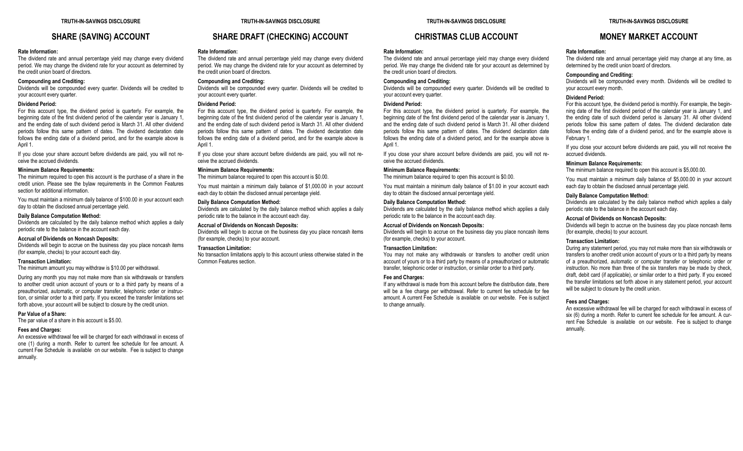TRUTH-IN-SAVINGS DISCLOSURE

## SHARE (SAVING) ACCOUNT

**Rate Information:**
The dividend rate and annual percentage yield may change every dividend period. We may change the dividend rate for your account as determined by the credit union board of directors.

**Compounding and Crediting:**
Dividends will be compounded every quarter. Dividends will be credited to your account every quarter.

**Dividend Period:**
For this account type, the dividend period is quarterly. For example, the beginning date of the first dividend period of the calendar year is January 1, and the ending date of such dividend period is March 31. All other dividend periods follow this same pattern of dates. The dividend declaration date follows the ending date of a dividend period, and for the example above is April 1.

If you close your share account before dividends are paid, you will not receive the accrued dividends.

**Minimum Balance Requirements:**
The minimum required to open this account is the purchase of a share in the credit union. Please see the bylaw requirements in the Common Features section for additional information.

You must maintain a minimum daily balance of $100.00 in your account each day to obtain the disclosed annual percentage yield.

**Daily Balance Computation Method:**
Dividends are calculated by the daily balance method which applies a daily periodic rate to the balance in the account each day.

**Accrual of Dividends on Noncash Deposits:**
Dividends will begin to accrue on the business day you place noncash items (for example, checks) to your account each day.

**Transaction Limitation:**
The minimum amount you may withdraw is $10.00 per withdrawal.

During any month you may not make more than six withdrawals or transfers to another credit union account of yours or to a third party by means of a preauthorized, automatic, or computer transfer, telephonic order or instruction, or similar order to a third party. If you exceed the transfer limitations set forth above, your account will be subject to closure by the credit union.

**Par Value of a Share:**
The par value of a share in this account is $5.00.

**Fees and Charges:**
An excessive withdrawal fee will be charged for each withdrawal in excess of one (1) during a month. Refer to current fee schedule for fee amount. A current Fee Schedule is available on our website. Fee is subject to change annually.

TRUTH-IN-SAVINGS DISCLOSURE

## SHARE DRAFT (CHECKING) ACCOUNT

**Rate Information:**
The dividend rate and annual percentage yield may change every dividend period. We may change the dividend rate for your account as determined by the credit union board of directors.

**Compounding and Crediting:**
Dividends will be compounded every quarter. Dividends will be credited to your account every quarter.

**Dividend Period:**
For this account type, the dividend period is quarterly. For example, the beginning date of the first dividend period of the calendar year is January 1, and the ending date of such dividend period is March 31. All other dividend periods follow this same pattern of dates. The dividend declaration date follows the ending date of a dividend period, and for the example above is April 1.

If you close your share account before dividends are paid, you will not receive the accrued dividends.

**Minimum Balance Requirements:**
The minimum balance required to open this account is $0.00.

You must maintain a minimum daily balance of $1,000.00 in your account each day to obtain the disclosed annual percentage yield.

**Daily Balance Computation Method:**
Dividends are calculated by the daily balance method which applies a daily periodic rate to the balance in the account each day.

**Accrual of Dividends on Noncash Deposits:**
Dividends will begin to accrue on the business day you place noncash items (for example, checks) to your account.

**Transaction Limitation:**
No transaction limitations apply to this account unless otherwise stated in the Common Features section.

TRUTH-IN-SAVINGS DISCLOSURE

## CHRISTMAS CLUB ACCOUNT

**Rate Information:**
The dividend rate and annual percentage yield may change every dividend period. We may change the dividend rate for your account as determined by the credit union board of directors.

**Compounding and Crediting:**
Dividends will be compounded every quarter. Dividends will be credited to your account every quarter.

**Dividend Period:**
For this account type, the dividend period is quarterly. For example, the beginning date of the first dividend period of the calendar year is January 1, and the ending date of such dividend period is March 31. All other dividend periods follow this same pattern of dates. The dividend declaration date follows the ending date of a dividend period, and for the example above is April 1.

If you close your share account before dividends are paid, you will not receive the accrued dividends.

**Minimum Balance Requirements:**
The minimum balance required to open this account is $0.00.

You must maintain a minimum daily balance of $1.00 in your account each day to obtain the disclosed annual percentage yield.

**Daily Balance Computation Method:**
Dividends are calculated by the daily balance method which applies a daily periodic rate to the balance in the account each day.

**Accrual of Dividends on Noncash Deposits:**
Dividends will begin to accrue on the business day you place noncash items (for example, checks) to your account.

**Transaction Limitation:**
You may not make any withdrawals or transfers to another credit union account of yours or to a third party by means of a preauthorized or automatic transfer, telephonic order or instruction, or similar order to a third party.

**Fee and Charges:**
If any withdrawal is made from this account before the distribution date, there will be a fee charge per withdrawal. Refer to current fee schedule for fee amount. A current Fee Schedule is available on our website. Fee is subject to change annually.

TRUTH-IN-SAVINGS DISCLOSURE

## MONEY MARKET ACCOUNT

**Rate Information:**
The dividend rate and annual percentage yield may change at any time, as determined by the credit union board of directors.

**Compounding and Crediting:**
Dividends will be compounded every month. Dividends will be credited to your account every month.

**Dividend Period:**
For this account type, the dividend period is monthly. For example, the beginning date of the first dividend period of the calendar year is January 1, and the ending date of such dividend period is January 31. All other dividend periods follow this same pattern of dates. The dividend declaration date follows the ending date of a dividend period, and for the example above is February 1.

If you close your account before dividends are paid, you will not receive the accrued dividends.

**Minimum Balance Requirements:**
The minimum balance required to open this account is $5,000.00.

You must maintain a minimum daily balance of $5,000.00 in your account each day to obtain the disclosed annual percentage yield.

**Daily Balance Computation Method:**
Dividends are calculated by the daily balance method which applies a daily periodic rate to the balance in the account each day.

**Accrual of Dividends on Noncash Deposits:**
Dividends will begin to accrue on the business day you place noncash items (for example, checks) to your account.

**Transaction Limitation:**
During any statement period, you may not make more than six withdrawals or transfers to another credit union account of yours or to a third party by means of a preauthorized, automatic or computer transfer or telephonic order or instruction. No more than three of the six transfers may be made by check, draft, debit card (if applicable), or similar order to a third party. If you exceed the transfer limitations set forth above in any statement period, your account will be subject to closure by the credit union.

**Fees and Charges:**
An excessive withdrawal fee will be charged for each withdrawal in excess of six (6) during a month. Refer to current fee schedule for fee amount. A current Fee Schedule is available on our website. Fee is subject to change annually.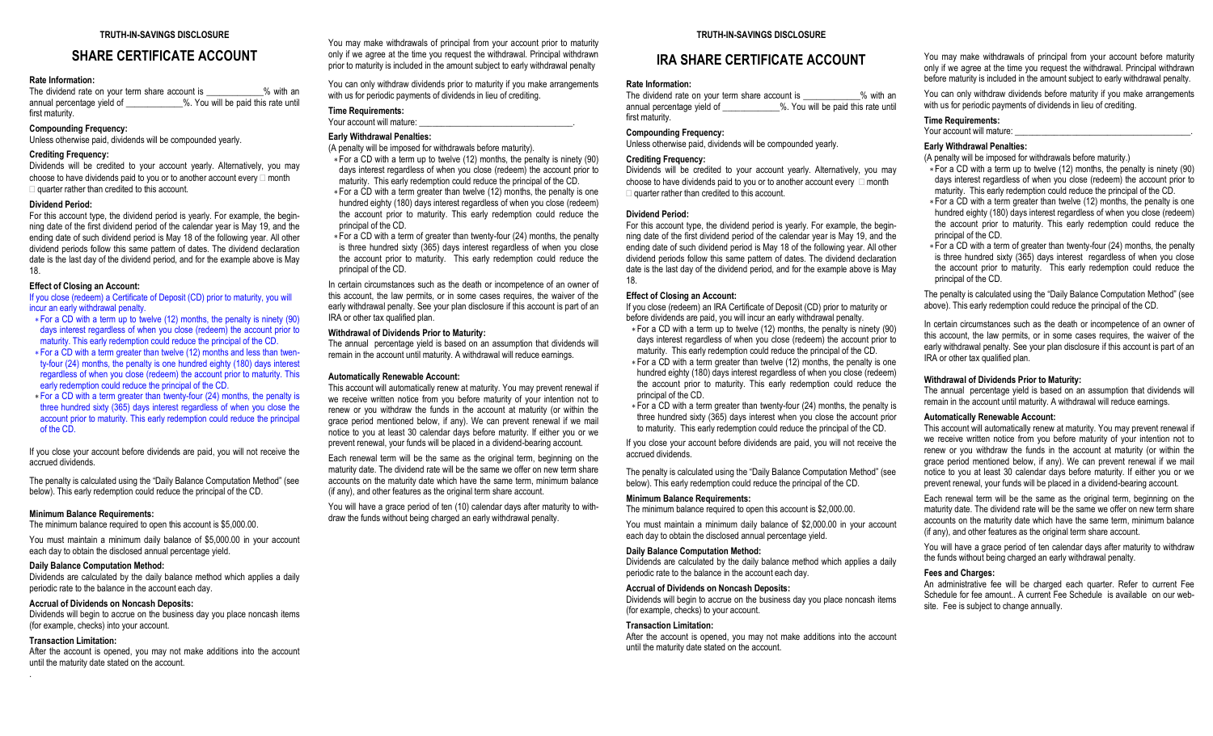TRUTH-IN-SAVINGS DISCLOSURE

## SHARE CERTIFICATE ACCOUNT

**Rate Information:**

The dividend rate on your term share account is ____________% with an annual percentage yield of ____________%. You will be paid this rate until first maturity.

**Compounding Frequency:**

Unless otherwise paid, dividends will be compounded yearly.

**Crediting Frequency:**

Dividends will be credited to your account yearly. Alternatively, you may choose to have dividends paid to you or to another account every ☐ month ☐ quarter rather than credited to this account.

**Dividend Period:**

For this account type, the dividend period is yearly. For example, the beginning date of the first dividend period of the calendar year is May 19, and the ending date of such dividend period is May 18 of the following year. All other dividend periods follow this same pattern of dates. The dividend declaration date is the last day of the dividend period, and for the example above is May 18.

**Effect of Closing an Account:**

If you close (redeem) a Certificate of Deposit (CD) prior to maturity, you will incur an early withdrawal penalty.

- For a CD with a term up to twelve (12) months, the penalty is ninety (90) days interest regardless of when you close (redeem) the account prior to maturity. This early redemption could reduce the principal of the CD.
- For a CD with a term greater than twelve (12) months and less than twenty-four (24) months, the penalty is one hundred eighty (180) days interest regardless of when you close (redeem) the account prior to maturity. This early redemption could reduce the principal of the CD.
- For a CD with a term greater than twenty-four (24) months, the penalty is three hundred sixty (365) days interest regardless of when you close the account prior to maturity. This early redemption could reduce the principal of the CD.

If you close your account before dividends are paid, you will not receive the accrued dividends.

The penalty is calculated using the "Daily Balance Computation Method" (see below). This early redemption could reduce the principal of the CD.

**Minimum Balance Requirements:**

The minimum balance required to open this account is $5,000.00.

You must maintain a minimum daily balance of $5,000.00 in your account each day to obtain the disclosed annual percentage yield.

**Daily Balance Computation Method:**

Dividends are calculated by the daily balance method which applies a daily periodic rate to the balance in the account each day.

**Accrual of Dividends on Noncash Deposits:**

Dividends will begin to accrue on the business day you place noncash items (for example, checks) into your account.

**Transaction Limitation:**

After the account is opened, you may not make additions into the account until the maturity date stated on the account.

You may make withdrawals of principal from your account prior to maturity only if we agree at the time you request the withdrawal. Principal withdrawn prior to maturity is included in the amount subject to early withdrawal penalty

You can only withdraw dividends prior to maturity if you make arrangements with us for periodic payments of dividends in lieu of crediting.

**Time Requirements:**

Your account will mature: ___________________________________.

**Early Withdrawal Penalties:**

(A penalty will be imposed for withdrawals before maturity).

- For a CD with a term up to twelve (12) months, the penalty is ninety (90) days interest regardless of when you close (redeem) the account prior to maturity. This early redemption could reduce the principal of the CD.
- For a CD with a term greater than twelve (12) months, the penalty is one hundred eighty (180) days interest regardless of when you close (redeem) the account prior to maturity. This early redemption could reduce the principal of the CD.
- For a CD with a term of greater than twenty-four (24) months, the penalty is three hundred sixty (365) days interest regardless of when you close the account prior to maturity. This early redemption could reduce the principal of the CD.

In certain circumstances such as the death or incompetence of an owner of this account, the law permits, or in some cases requires, the waiver of the early withdrawal penalty. See your plan disclosure if this account is part of an IRA or other tax qualified plan.

**Withdrawal of Dividends Prior to Maturity:**

The annual percentage yield is based on an assumption that dividends will remain in the account until maturity. A withdrawal will reduce earnings.

**Automatically Renewable Account:**

This account will automatically renew at maturity. You may prevent renewal if we receive written notice from you before maturity of your intention not to renew or you withdraw the funds in the account at maturity (or within the grace period mentioned below, if any). We can prevent renewal if we mail notice to you at least 30 calendar days before maturity. If either you or we prevent renewal, your funds will be placed in a dividend-bearing account.

Each renewal term will be the same as the original term, beginning on the maturity date. The dividend rate will be the same we offer on new term share accounts on the maturity date which have the same term, minimum balance (if any), and other features as the original term share account.

You will have a grace period of ten (10) calendar days after maturity to withdraw the funds without being charged an early withdrawal penalty.

TRUTH-IN-SAVINGS DISCLOSURE

## IRA SHARE CERTIFICATE ACCOUNT

**Rate Information:**

The dividend rate on your term share account is ____________% with an annual percentage yield of ____________%. You will be paid this rate until first maturity.

**Compounding Frequency:**

Unless otherwise paid, dividends will be compounded yearly.

**Crediting Frequency:**

Dividends will be credited to your account yearly. Alternatively, you may choose to have dividends paid to you or to another account every ☐ month ☐ quarter rather than credited to this account.

**Dividend Period:**

For this account type, the dividend period is yearly. For example, the beginning date of the first dividend period of the calendar year is May 19, and the ending date of such dividend period is May 18 of the following year. All other dividend periods follow this same pattern of dates. The dividend declaration date is the last day of the dividend period, and for the example above is May 18.

**Effect of Closing an Account:**

If you close (redeem) an IRA Certificate of Deposit (CD) prior to maturity or before dividends are paid, you will incur an early withdrawal penalty.

- For a CD with a term up to twelve (12) months, the penalty is ninety (90) days interest regardless of when you close (redeem) the account prior to maturity. This early redemption could reduce the principal of the CD.
- For a CD with a term greater than twelve (12) months, the penalty is one hundred eighty (180) days interest regardless of when you close (redeem) the account prior to maturity. This early redemption could reduce the principal of the CD.
- For a CD with a term greater than twenty-four (24) months, the penalty is three hundred sixty (365) days interest when you close the account prior to maturity. This early redemption could reduce the principal of the CD.

If you close your account before dividends are paid, you will not receive the accrued dividends.

The penalty is calculated using the "Daily Balance Computation Method" (see below). This early redemption could reduce the principal of the CD.

**Minimum Balance Requirements:**

The minimum balance required to open this account is $2,000.00.

You must maintain a minimum daily balance of $2,000.00 in your account each day to obtain the disclosed annual percentage yield.

**Daily Balance Computation Method:**

Dividends are calculated by the daily balance method which applies a daily periodic rate to the balance in the account each day.

**Accrual of Dividends on Noncash Deposits:**

Dividends will begin to accrue on the business day you place noncash items (for example, checks) to your account.

**Transaction Limitation:**

After the account is opened, you may not make additions into the account until the maturity date stated on the account.

You may make withdrawals of principal from your account before maturity only if we agree at the time you request the withdrawal. Principal withdrawn before maturity is included in the amount subject to early withdrawal penalty.

You can only withdraw dividends before maturity if you make arrangements with us for periodic payments of dividends in lieu of crediting.

**Time Requirements:**

Your account will mature: ___________________________________.

**Early Withdrawal Penalties:**

(A penalty will be imposed for withdrawals before maturity.)

- For a CD with a term up to twelve (12) months, the penalty is ninety (90) days interest regardless of when you close (redeem) the account prior to maturity. This early redemption could reduce the principal of the CD.
- For a CD with a term greater than twelve (12) months, the penalty is one hundred eighty (180) days interest regardless of when you close (redeem) the account prior to maturity. This early redemption could reduce the principal of the CD.
- For a CD with a term of greater than twenty-four (24) months, the penalty is three hundred sixty (365) days interest regardless of when you close the account prior to maturity. This early redemption could reduce the principal of the CD.

The penalty is calculated using the "Daily Balance Computation Method" (see above). This early redemption could reduce the principal of the CD.

In certain circumstances such as the death or incompetence of an owner of this account, the law permits, or in some cases requires, the waiver of the early withdrawal penalty. See your plan disclosure if this account is part of an IRA or other tax qualified plan.

**Withdrawal of Dividends Prior to Maturity:**

The annual percentage yield is based on an assumption that dividends will remain in the account until maturity. A withdrawal will reduce earnings.

**Automatically Renewable Account:**

This account will automatically renew at maturity. You may prevent renewal if we receive written notice from you before maturity of your intention not to renew or you withdraw the funds in the account at maturity (or within the grace period mentioned below, if any). We can prevent renewal if we mail notice to you at least 30 calendar days before maturity. If either you or we prevent renewal, your funds will be placed in a dividend-bearing account.

Each renewal term will be the same as the original term, beginning on the maturity date. The dividend rate will be the same we offer on new term share accounts on the maturity date which have the same term, minimum balance (if any), and other features as the original term share account.

You will have a grace period of ten calendar days after maturity to withdraw the funds without being charged an early withdrawal penalty.

**Fees and Charges:**

An administrative fee will be charged each quarter. Refer to current Fee Schedule for fee amount.. A current Fee Schedule is available on our website. Fee is subject to change annually.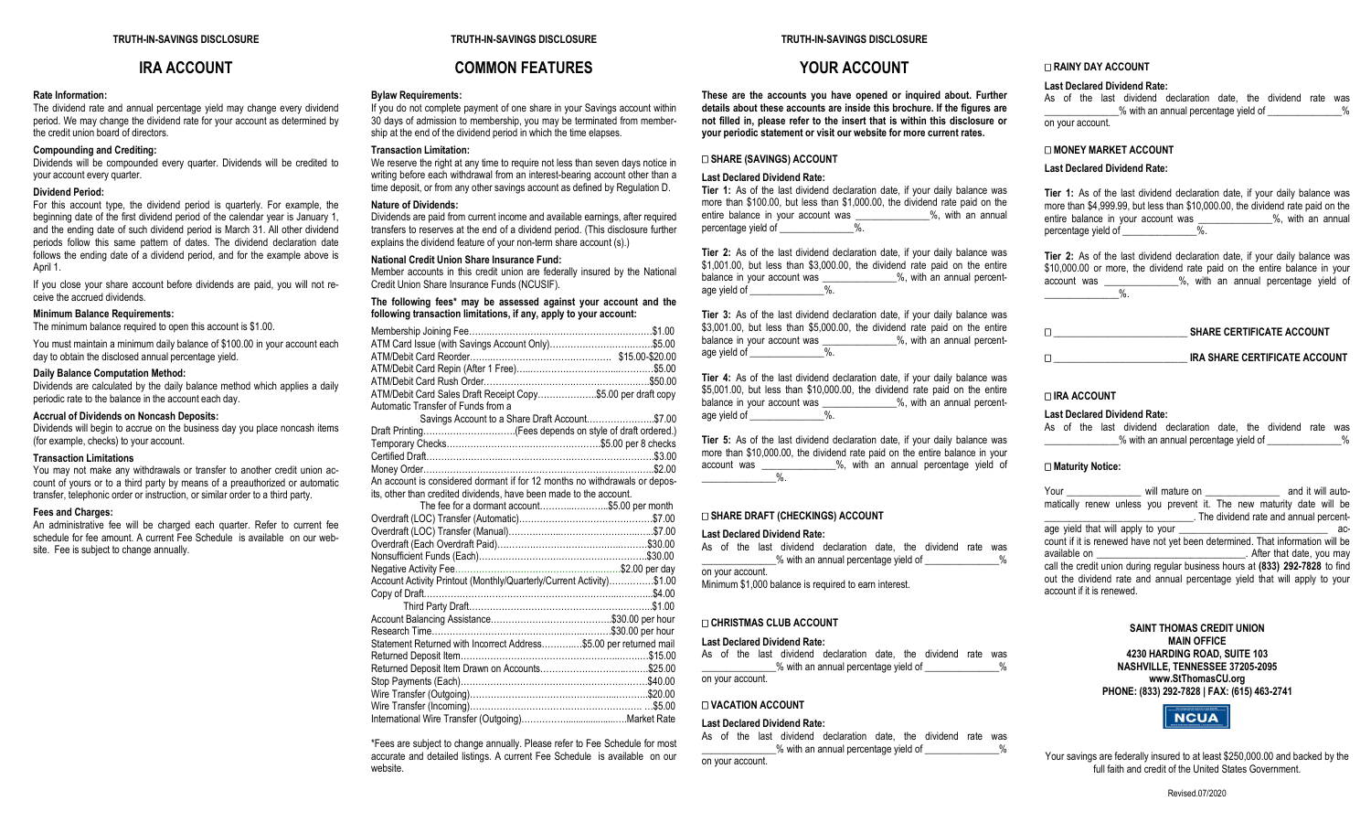# IRA ACCOUNT

### Rate Information:

The dividend rate and annual percentage yield may change every dividend period. We may change the dividend rate for your account as determined by the credit union board of directors.

### Compounding and Crediting:

Dividends will be compounded every quarter. Dividends will be credited to your account every quarter.

### Dividend Period:

For this account type, the dividend period is quarterly. For example, the beginning date of the first dividend period of the calendar year is January 1, and the ending date of such dividend period is March 31. All other dividend periods follow this same pattern of dates. The dividend declaration date follows the ending date of a dividend period, and for the example above is April 1.

If you close your share account before dividends are paid, you will not receive the accrued dividends.

### Minimum Balance Requirements:

The minimum balance required to open this account is $1.00.

You must maintain a minimum daily balance of $100.00 in your account each day to obtain the disclosed annual percentage yield.

### Daily Balance Computation Method:

Dividends are calculated by the daily balance method which applies a daily periodic rate to the balance in the account each day.

### Accrual of Dividends on Noncash Deposits:

Dividends will begin to accrue on the business day you place noncash items (for example, checks) to your account.

### Transaction Limitations

You may not make any withdrawals or transfer to another credit union account of yours or to a third party by means of a preauthorized or automatic transfer, telephonic order or instruction, or similar order to a third party.

### Fees and Charges:

An administrative fee will be charged each quarter. Refer to current fee schedule for fee amount. A current Fee Schedule is available on our website. Fee is subject to change annually.

# COMMON FEATURES

### Bylaw Requirements:

If you do not complete payment of one share in your Savings account within 30 days of admission to membership, you may be terminated from membership at the end of the dividend period in which the time elapses.

### Transaction Limitation:

We reserve the right at any time to require not less than seven days notice in writing before each withdrawal from an interest-bearing account other than a time deposit, or from any other savings account as defined by Regulation D.

### Nature of Dividends:

Dividends are paid from current income and available earnings, after required transfers to reserves at the end of a dividend period. (This disclosure further explains the dividend feature of your non-term share account (s).)

### National Credit Union Share Insurance Fund:

Member accounts in this credit union are federally insured by the National Credit Union Share Insurance Funds (NCUSIF).

**The following fees* may be assessed against your account and the following transaction limitations, if any, apply to your account:**

| | |
|---|---|
| Membership Joining Fee | $1.00 |
| ATM Card Issue (with Savings Account Only) | $5.00 |
| ATM/Debit Card Reorder | $15.00-$20.00 |
| ATM/Debit Card Repin (After 1 Free) | $5.00 |
| ATM/Debit Card Rush Order | $50.00 |
| ATM/Debit Card Sales Draft Receipt Copy | $5.00 per draft copy |
| Automatic Transfer of Funds from a Savings Account to a Share Draft Account | $7.00 |
| Draft Printing | (Fees depends on style of draft ordered.) |
| Temporary Checks | $5.00 per 8 checks |
| Certified Draft | $3.00 |
| Money Order | $2.00 |
| An account is considered dormant if for 12 months no withdrawals or deposits, other than credited dividends, have been made to the account. The fee for a dormant account | $5.00 per month |
| Overdraft (LOC) Transfer (Automatic) | $7.00 |
| Overdraft (LOC) Transfer (Manual) | $7.00 |
| Overdraft (Each Overdraft Paid) | $30.00 |
| Nonsufficient Funds (Each) | $30.00 |
| Negative Activity Fee | $2.00 per day |
| Account Activity Printout (Monthly/Quarterly/Current Activity) | $1.00 |
| Copy of Draft | $4.00 |
| Third Party Draft | $1.00 |
| Account Balancing Assistance | $30.00 per hour |
| Research Time | $30.00 per hour |
| Statement Returned with Incorrect Address | $5.00 per returned mail |
| Returned Deposit Item | $15.00 |
| Returned Deposit Item Drawn on Accounts | $25.00 |
| Stop Payments (Each) | $40.00 |
| Wire Transfer (Outgoing) | $20.00 |
| Wire Transfer (Incoming) | $5.00 |
| International Wire Transfer (Outgoing) | Market Rate |

*Fees are subject to change annually. Please refer to Fee Schedule for most accurate and detailed listings. A current Fee Schedule is available on our website.

# YOUR ACCOUNT

**These are the accounts you have opened or inquired about. Further details about these accounts are inside this brochure. If the figures are not filled in, please refer to the insert that is within this disclosure or your periodic statement or visit our website for more current rates.**

### ☐ SHARE (SAVINGS) ACCOUNT

**Last Declared Dividend Rate:**

**Tier 1:** As of the last dividend declaration date, if your daily balance was more than $100.00, but less than $1,000.00, the dividend rate paid on the entire balance in your account was ______________%, with an annual percentage yield of ______________%.

**Tier 2:** As of the last dividend declaration date, if your daily balance was $1,001.00, but less than $3,000.00, the dividend rate paid on the entire balance in your account was ______________%, with an annual percentage yield of ______________%.

**Tier 3:** As of the last dividend declaration date, if your daily balance was $3,001.00, but less than $5,000.00, the dividend rate paid on the entire balance in your account was ______________%, with an annual percentage yield of ______________%.

**Tier 4:** As of the last dividend declaration date, if your daily balance was $5,001.00, but less than $10,000.00, the dividend rate paid on the entire balance in your account was ______________%, with an annual percentage yield of ______________%.

**Tier 5:** As of the last dividend declaration date, if your daily balance was more than $10,000.00, the dividend rate paid on the entire balance in your account was ______________%, with an annual percentage yield of ______________%.

### ☐ SHARE DRAFT (CHECKINGS) ACCOUNT

**Last Declared Dividend Rate:**

As of the last dividend declaration date, the dividend rate was ______________% with an annual percentage yield of ______________% on your account.

Minimum $1,000 balance is required to earn interest.

### ☐ CHRISTMAS CLUB ACCOUNT

**Last Declared Dividend Rate:**

As of the last dividend declaration date, the dividend rate was ______________% with an annual percentage yield of ______________% on your account.

### ☐ VACATION ACCOUNT

**Last Declared Dividend Rate:**

As of the last dividend declaration date, the dividend rate was ______________% with an annual percentage yield of ______________% on your account.

### ☐ RAINY DAY ACCOUNT

**Last Declared Dividend Rate:**

As of the last dividend declaration date, the dividend rate was ______________% with an annual percentage yield of ______________% on your account.

### ☐ MONEY MARKET ACCOUNT

**Last Declared Dividend Rate:**

**Tier 1:** As of the last dividend declaration date, if your daily balance was more than $4,999.99, but less than $10,000.00, the dividend rate paid on the entire balance in your account was ______________%, with an annual percentage yield of ______________%.

**Tier 2:** As of the last dividend declaration date, if your daily balance was $10,000.00 or more, the dividend rate paid on the entire balance in your account was ______________%, with an annual percentage yield of ______________%.

### ☐ __________________________ SHARE CERTIFICATE ACCOUNT

### ☐ __________________________ IRA SHARE CERTIFICATE ACCOUNT

### ☐ IRA ACCOUNT

**Last Declared Dividend Rate:**

As of the last dividend declaration date, the dividend rate was ______________% with an annual percentage yield of ______________%

### ☐ Maturity Notice:

Your ______________ will mature on ______________ and it will automatically renew unless you prevent it. The new maturity date will be __________________________. The dividend rate and annual percentage yield that will apply to your ______________________________ account if it is renewed have not yet been determined. That information will be available on ____________________________. After that date, you may call the credit union during regular business hours at **(833) 292-7828** to find out the dividend rate and annual percentage yield that will apply to your account if it is renewed.

**SAINT THOMAS CREDIT UNION**
**MAIN OFFICE**
**4230 HARDING ROAD, SUITE 103**
**NASHVILLE, TENNESSEE 37205-2095**
**www.StThomasCU.org**
**PHONE: (833) 292-7828 | FAX: (615) 463-2741**

NCUA

Your savings are federally insured to at least $250,000.00 and backed by the full faith and credit of the United States Government.

Revised.07/2020